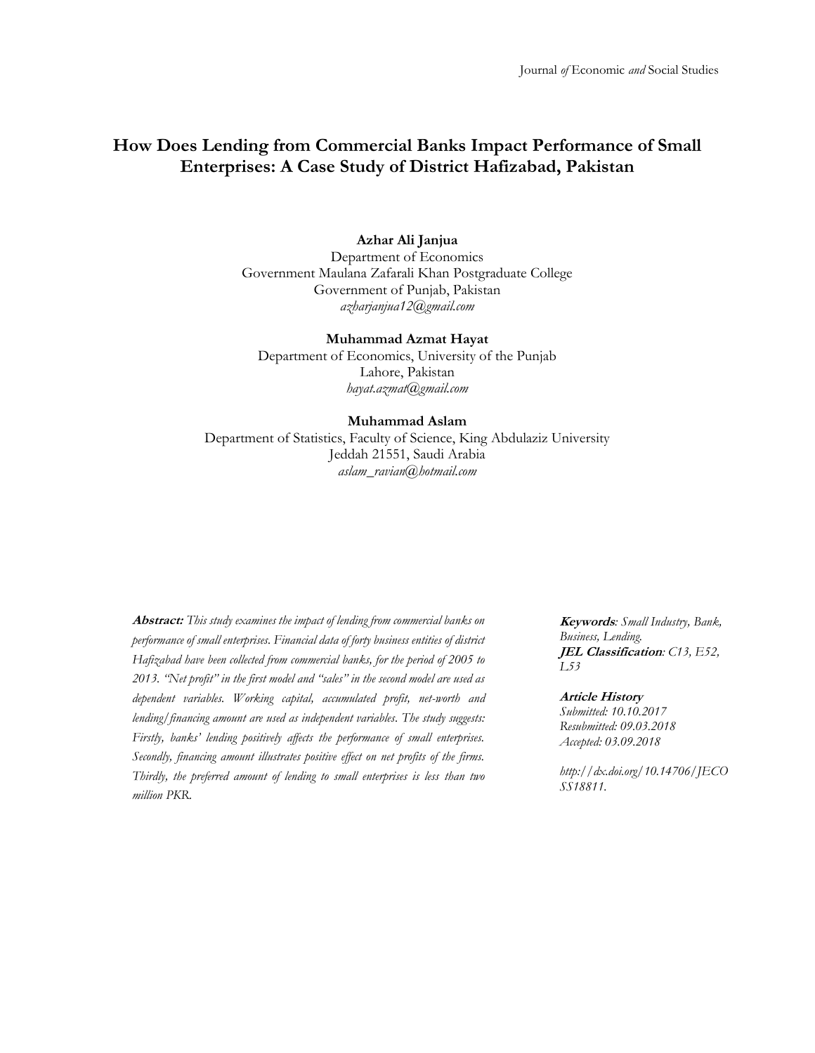# How Does Lending from Commercial Banks Impact Performance of Small Enterprises: A Case Study of District Hafizabad, Pakistan

**Azhar Ali Janjua**
Department of Economics
Government Maulana Zafarali Khan Postgraduate College
Government of Punjab, Pakistan
*azharjanjua12@gmail.com*

**Muhammad Azmat Hayat**
Department of Economics, University of the Punjab
Lahore, Pakistan
*hayat.azmat@gmail.com*

**Muhammad Aslam**
Department of Statistics, Faculty of Science, King Abdulaziz University
Jeddah 21551, Saudi Arabia
*aslam_ravian@hotmail.com*

**Abstract:** *This study examines the impact of lending from commercial banks on performance of small enterprises. Financial data of forty business entities of district Hafizabad have been collected from commercial banks, for the period of 2005 to 2013. "Net profit" in the first model and "sales" in the second model are used as dependent variables. Working capital, accumulated profit, net-worth and lending/financing amount are used as independent variables. The study suggests: Firstly, banks' lending positively affects the performance of small enterprises. Secondly, financing amount illustrates positive effect on net profits of the firms. Thirdly, the preferred amount of lending to small enterprises is less than two million PKR.*

**Keywords**: *Small Industry, Bank, Business, Lending.*
**JEL Classification**: *C13, E52, L53*

**Article History**
*Submitted: 10.10.2017*
*Resubmitted: 09.03.2018*
*Accepted: 03.09.2018*

*http://dx.doi.org/10.14706/JECOSS18811.*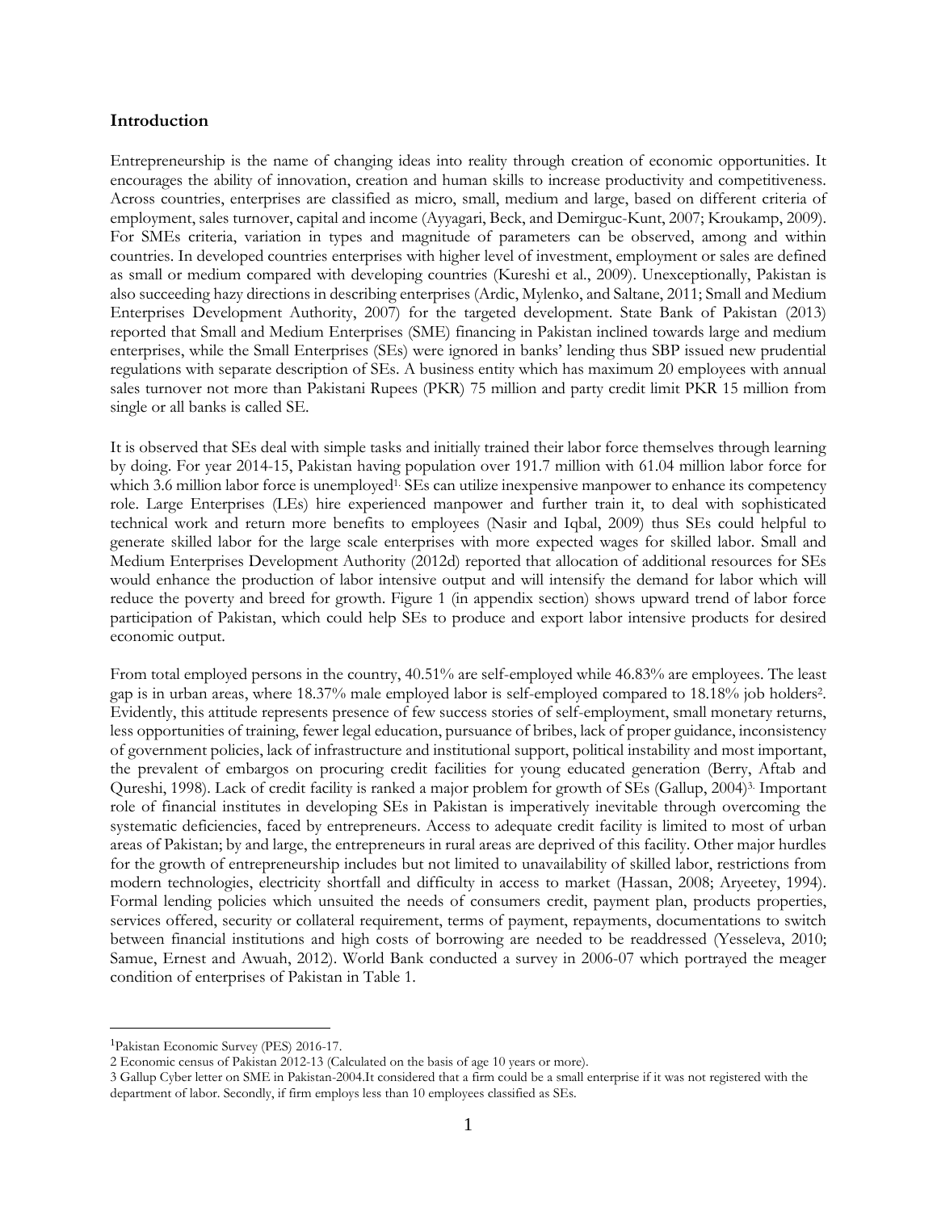## Introduction

Entrepreneurship is the name of changing ideas into reality through creation of economic opportunities. It encourages the ability of innovation, creation and human skills to increase productivity and competitiveness. Across countries, enterprises are classified as micro, small, medium and large, based on different criteria of employment, sales turnover, capital and income (Ayyagari, Beck, and Demirguc-Kunt, 2007; Kroukamp, 2009). For SMEs criteria, variation in types and magnitude of parameters can be observed, among and within countries. In developed countries enterprises with higher level of investment, employment or sales are defined as small or medium compared with developing countries (Kureshi et al., 2009). Unexceptionally, Pakistan is also succeeding hazy directions in describing enterprises (Ardic, Mylenko, and Saltane, 2011; Small and Medium Enterprises Development Authority, 2007) for the targeted development. State Bank of Pakistan (2013) reported that Small and Medium Enterprises (SME) financing in Pakistan inclined towards large and medium enterprises, while the Small Enterprises (SEs) were ignored in banks' lending thus SBP issued new prudential regulations with separate description of SEs. A business entity which has maximum 20 employees with annual sales turnover not more than Pakistani Rupees (PKR) 75 million and party credit limit PKR 15 million from single or all banks is called SE.

It is observed that SEs deal with simple tasks and initially trained their labor force themselves through learning by doing. For year 2014-15, Pakistan having population over 191.7 million with 61.04 million labor force for which 3.6 million labor force is unemployed[1]. SEs can utilize inexpensive manpower to enhance its competency role. Large Enterprises (LEs) hire experienced manpower and further train it, to deal with sophisticated technical work and return more benefits to employees (Nasir and Iqbal, 2009) thus SEs could helpful to generate skilled labor for the large scale enterprises with more expected wages for skilled labor. Small and Medium Enterprises Development Authority (2012d) reported that allocation of additional resources for SEs would enhance the production of labor intensive output and will intensify the demand for labor which will reduce the poverty and breed for growth. Figure 1 (in appendix section) shows upward trend of labor force participation of Pakistan, which could help SEs to produce and export labor intensive products for desired economic output.

From total employed persons in the country, 40.51% are self-employed while 46.83% are employees. The least gap is in urban areas, where 18.37% male employed labor is self-employed compared to 18.18% job holders[2]. Evidently, this attitude represents presence of few success stories of self-employment, small monetary returns, less opportunities of training, fewer legal education, pursuance of bribes, lack of proper guidance, inconsistency of government policies, lack of infrastructure and institutional support, political instability and most important, the prevalent of embargos on procuring credit facilities for young educated generation (Berry, Aftab and Qureshi, 1998). Lack of credit facility is ranked a major problem for growth of SEs (Gallup, 2004)[3]. Important role of financial institutes in developing SEs in Pakistan is imperatively inevitable through overcoming the systematic deficiencies, faced by entrepreneurs. Access to adequate credit facility is limited to most of urban areas of Pakistan; by and large, the entrepreneurs in rural areas are deprived of this facility. Other major hurdles for the growth of entrepreneurship includes but not limited to unavailability of skilled labor, restrictions from modern technologies, electricity shortfall and difficulty in access to market (Hassan, 2008; Aryeetey, 1994). Formal lending policies which unsuited the needs of consumers credit, payment plan, products properties, services offered, security or collateral requirement, terms of payment, repayments, documentations to switch between financial institutions and high costs of borrowing are needed to be readdressed (Yesseleva, 2010; Samue, Ernest and Awuah, 2012). World Bank conducted a survey in 2006-07 which portrayed the meager condition of enterprises of Pakistan in Table 1.

---

[1] Pakistan Economic Survey (PES) 2016-17.

[2] Economic census of Pakistan 2012-13 (Calculated on the basis of age 10 years or more).

[3] Gallup Cyber letter on SME in Pakistan-2004.It considered that a firm could be a small enterprise if it was not registered with the department of labor. Secondly, if firm employs less than 10 employees classified as SEs.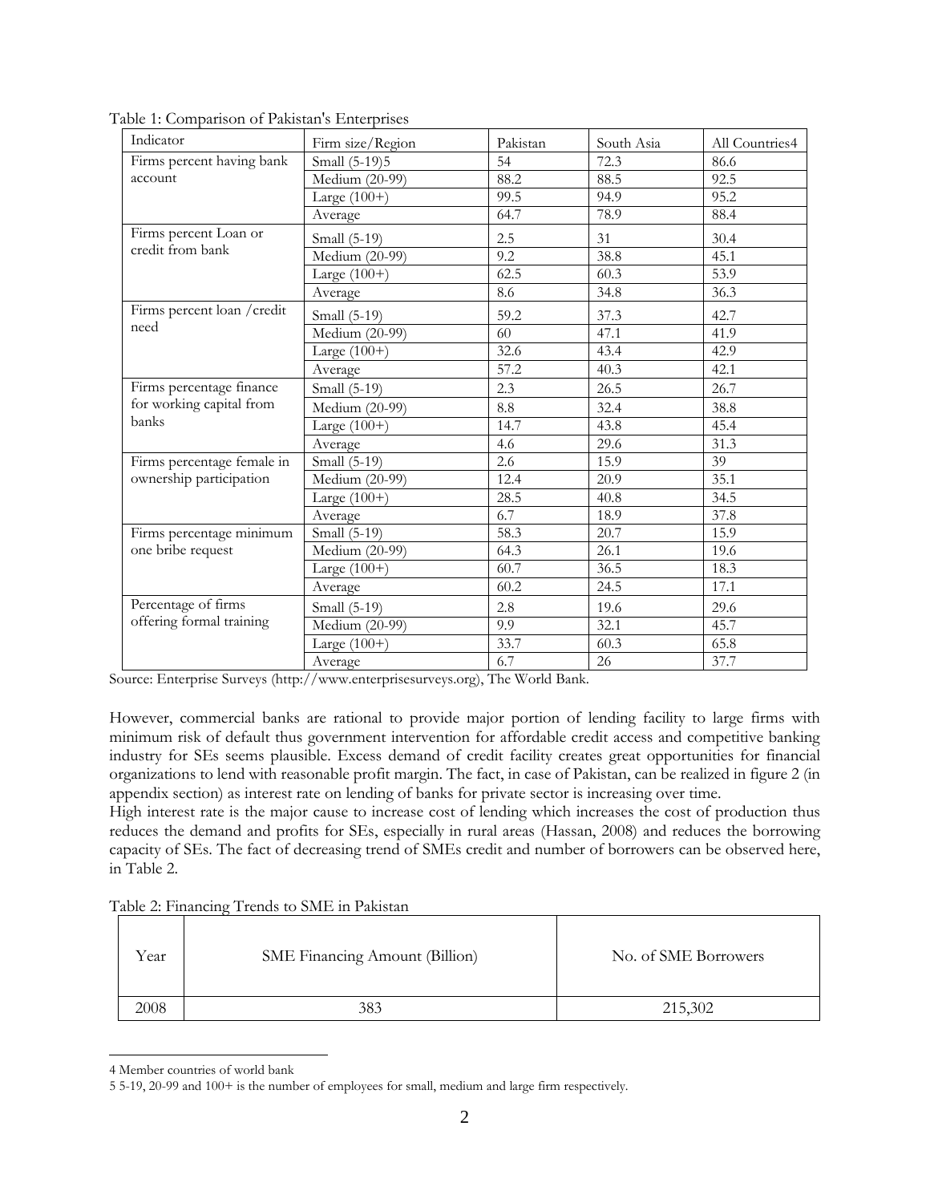Table 1: Comparison of Pakistan's Enterprises

| Indicator | Firm size/Region | Pakistan | South Asia | All Countries[4] |
|---|---|---|---|---|
| Firms percent having bank account | Small (5-19)[5] | 54 | 72.3 | 86.6 |
| | Medium (20-99) | 88.2 | 88.5 | 92.5 |
| | Large (100+) | 99.5 | 94.9 | 95.2 |
| | Average | 64.7 | 78.9 | 88.4 |
| Firms percent Loan or credit from bank | Small (5-19) | 2.5 | 31 | 30.4 |
| | Medium (20-99) | 9.2 | 38.8 | 45.1 |
| | Large (100+) | 62.5 | 60.3 | 53.9 |
| | Average | 8.6 | 34.8 | 36.3 |
| Firms percent loan /credit need | Small (5-19) | 59.2 | 37.3 | 42.7 |
| | Medium (20-99) | 60 | 47.1 | 41.9 |
| | Large (100+) | 32.6 | 43.4 | 42.9 |
| | Average | 57.2 | 40.3 | 42.1 |
| Firms percentage finance for working capital from banks | Small (5-19) | 2.3 | 26.5 | 26.7 |
| | Medium (20-99) | 8.8 | 32.4 | 38.8 |
| | Large (100+) | 14.7 | 43.8 | 45.4 |
| | Average | 4.6 | 29.6 | 31.3 |
| Firms percentage female in ownership participation | Small (5-19) | 2.6 | 15.9 | 39 |
| | Medium (20-99) | 12.4 | 20.9 | 35.1 |
| | Large (100+) | 28.5 | 40.8 | 34.5 |
| | Average | 6.7 | 18.9 | 37.8 |
| Firms percentage minimum one bribe request | Small (5-19) | 58.3 | 20.7 | 15.9 |
| | Medium (20-99) | 64.3 | 26.1 | 19.6 |
| | Large (100+) | 60.7 | 36.5 | 18.3 |
| | Average | 60.2 | 24.5 | 17.1 |
| Percentage of firms offering formal training | Small (5-19) | 2.8 | 19.6 | 29.6 |
| | Medium (20-99) | 9.9 | 32.1 | 45.7 |
| | Large (100+) | 33.7 | 60.3 | 65.8 |
| | Average | 6.7 | 26 | 37.7 |

Source: Enterprise Surveys (http://www.enterprisesurveys.org), The World Bank.

However, commercial banks are rational to provide major portion of lending facility to large firms with minimum risk of default thus government intervention for affordable credit access and competitive banking industry for SEs seems plausible. Excess demand of credit facility creates great opportunities for financial organizations to lend with reasonable profit margin. The fact, in case of Pakistan, can be realized in figure 2 (in appendix section) as interest rate on lending of banks for private sector is increasing over time.

High interest rate is the major cause to increase cost of lending which increases the cost of production thus reduces the demand and profits for SEs, especially in rural areas (Hassan, 2008) and reduces the borrowing capacity of SEs. The fact of decreasing trend of SMEs credit and number of borrowers can be observed here, in Table 2.

Table 2: Financing Trends to SME in Pakistan

| Year | SME Financing Amount (Billion) | No. of SME Borrowers |
|---|---|---|
| 2008 | 383 | 215,302 |

[4] Member countries of world bank

[5] 5-19, 20-99 and 100+ is the number of employees for small, medium and large firm respectively.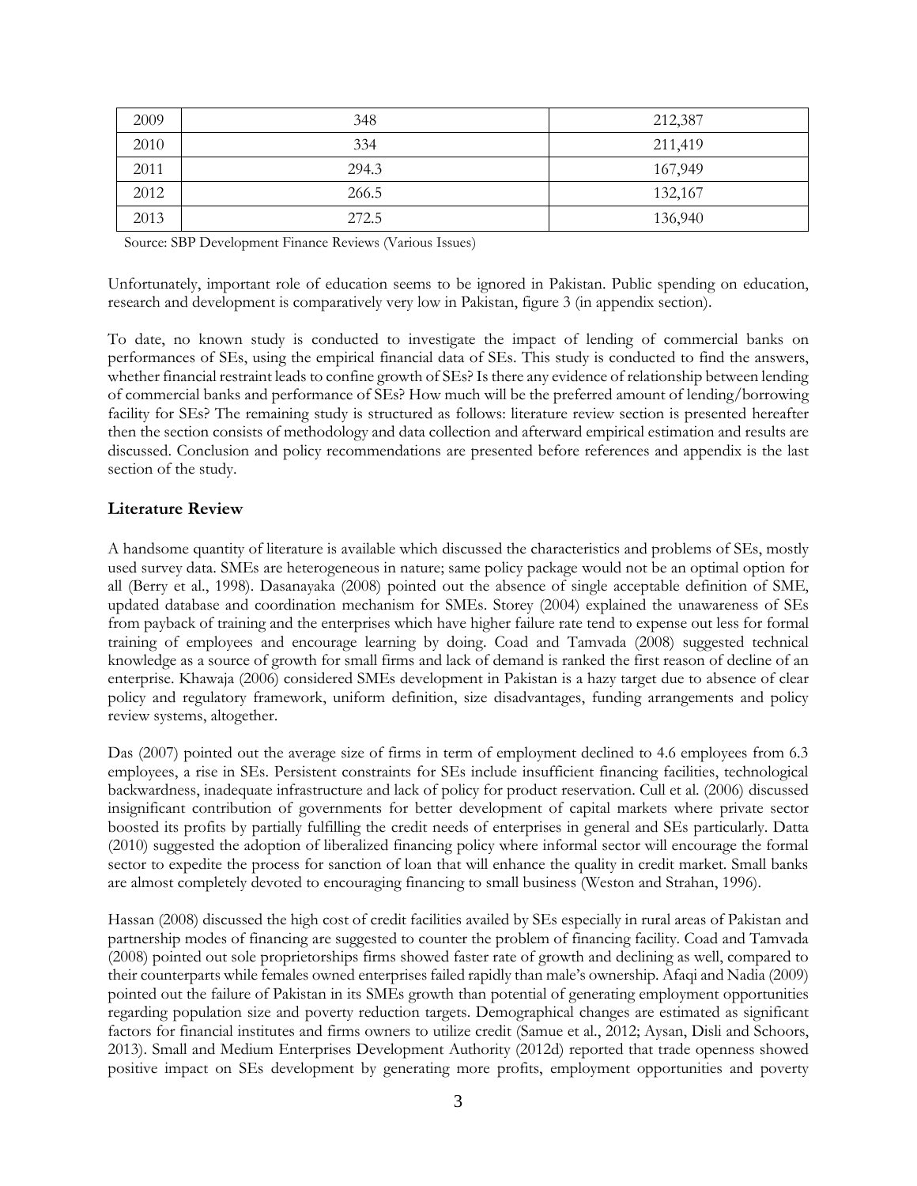| 2009 | 348 | 212,387 |
|---|---|---|
| 2010 | 334 | 211,419 |
| 2011 | 294.3 | 167,949 |
| 2012 | 266.5 | 132,167 |
| 2013 | 272.5 | 136,940 |

Source: SBP Development Finance Reviews (Various Issues)

Unfortunately, important role of education seems to be ignored in Pakistan. Public spending on education, research and development is comparatively very low in Pakistan, figure 3 (in appendix section).

To date, no known study is conducted to investigate the impact of lending of commercial banks on performances of SEs, using the empirical financial data of SEs. This study is conducted to find the answers, whether financial restraint leads to confine growth of SEs? Is there any evidence of relationship between lending of commercial banks and performance of SEs? How much will be the preferred amount of lending/borrowing facility for SEs? The remaining study is structured as follows: literature review section is presented hereafter then the section consists of methodology and data collection and afterward empirical estimation and results are discussed. Conclusion and policy recommendations are presented before references and appendix is the last section of the study.

## Literature Review

A handsome quantity of literature is available which discussed the characteristics and problems of SEs, mostly used survey data. SMEs are heterogeneous in nature; same policy package would not be an optimal option for all (Berry et al., 1998). Dasanayaka (2008) pointed out the absence of single acceptable definition of SME, updated database and coordination mechanism for SMEs. Storey (2004) explained the unawareness of SEs from payback of training and the enterprises which have higher failure rate tend to expense out less for formal training of employees and encourage learning by doing. Coad and Tamvada (2008) suggested technical knowledge as a source of growth for small firms and lack of demand is ranked the first reason of decline of an enterprise. Khawaja (2006) considered SMEs development in Pakistan is a hazy target due to absence of clear policy and regulatory framework, uniform definition, size disadvantages, funding arrangements and policy review systems, altogether.

Das (2007) pointed out the average size of firms in term of employment declined to 4.6 employees from 6.3 employees, a rise in SEs. Persistent constraints for SEs include insufficient financing facilities, technological backwardness, inadequate infrastructure and lack of policy for product reservation. Cull et al. (2006) discussed insignificant contribution of governments for better development of capital markets where private sector boosted its profits by partially fulfilling the credit needs of enterprises in general and SEs particularly. Datta (2010) suggested the adoption of liberalized financing policy where informal sector will encourage the formal sector to expedite the process for sanction of loan that will enhance the quality in credit market. Small banks are almost completely devoted to encouraging financing to small business (Weston and Strahan, 1996).

Hassan (2008) discussed the high cost of credit facilities availed by SEs especially in rural areas of Pakistan and partnership modes of financing are suggested to counter the problem of financing facility. Coad and Tamvada (2008) pointed out sole proprietorships firms showed faster rate of growth and declining as well, compared to their counterparts while females owned enterprises failed rapidly than male's ownership. Afaqi and Nadia (2009) pointed out the failure of Pakistan in its SMEs growth than potential of generating employment opportunities regarding population size and poverty reduction targets. Demographical changes are estimated as significant factors for financial institutes and firms owners to utilize credit (Samue et al., 2012; Aysan, Disli and Schoors, 2013). Small and Medium Enterprises Development Authority (2012d) reported that trade openness showed positive impact on SEs development by generating more profits, employment opportunities and poverty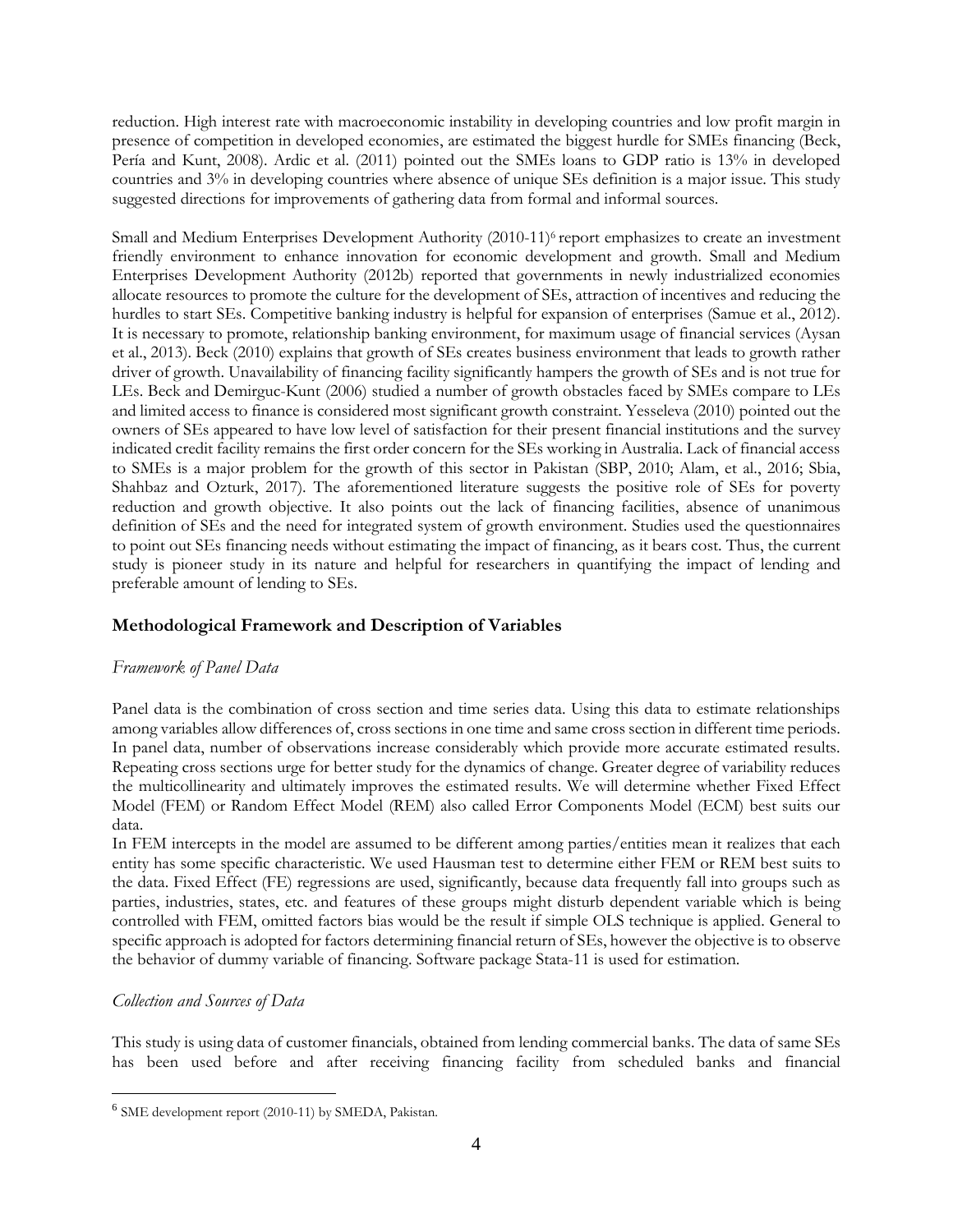reduction. High interest rate with macroeconomic instability in developing countries and low profit margin in presence of competition in developed economies, are estimated the biggest hurdle for SMEs financing (Beck, Pería and Kunt, 2008). Ardic et al. (2011) pointed out the SMEs loans to GDP ratio is 13% in developed countries and 3% in developing countries where absence of unique SEs definition is a major issue. This study suggested directions for improvements of gathering data from formal and informal sources.

Small and Medium Enterprises Development Authority (2010-11)[6] report emphasizes to create an investment friendly environment to enhance innovation for economic development and growth. Small and Medium Enterprises Development Authority (2012b) reported that governments in newly industrialized economies allocate resources to promote the culture for the development of SEs, attraction of incentives and reducing the hurdles to start SEs. Competitive banking industry is helpful for expansion of enterprises (Samue et al., 2012). It is necessary to promote, relationship banking environment, for maximum usage of financial services (Aysan et al., 2013). Beck (2010) explains that growth of SEs creates business environment that leads to growth rather driver of growth. Unavailability of financing facility significantly hampers the growth of SEs and is not true for LEs. Beck and Demirguc-Kunt (2006) studied a number of growth obstacles faced by SMEs compare to LEs and limited access to finance is considered most significant growth constraint. Yesseleva (2010) pointed out the owners of SEs appeared to have low level of satisfaction for their present financial institutions and the survey indicated credit facility remains the first order concern for the SEs working in Australia. Lack of financial access to SMEs is a major problem for the growth of this sector in Pakistan (SBP, 2010; Alam, et al., 2016; Sbia, Shahbaz and Ozturk, 2017). The aforementioned literature suggests the positive role of SEs for poverty reduction and growth objective. It also points out the lack of financing facilities, absence of unanimous definition of SEs and the need for integrated system of growth environment. Studies used the questionnaires to point out SEs financing needs without estimating the impact of financing, as it bears cost. Thus, the current study is pioneer study in its nature and helpful for researchers in quantifying the impact of lending and preferable amount of lending to SEs.

## Methodological Framework and Description of Variables

### *Framework of Panel Data*

Panel data is the combination of cross section and time series data. Using this data to estimate relationships among variables allow differences of, cross sections in one time and same cross section in different time periods. In panel data, number of observations increase considerably which provide more accurate estimated results. Repeating cross sections urge for better study for the dynamics of change. Greater degree of variability reduces the multicollinearity and ultimately improves the estimated results. We will determine whether Fixed Effect Model (FEM) or Random Effect Model (REM) also called Error Components Model (ECM) best suits our data.

In FEM intercepts in the model are assumed to be different among parties/entities mean it realizes that each entity has some specific characteristic. We used Hausman test to determine either FEM or REM best suits to the data. Fixed Effect (FE) regressions are used, significantly, because data frequently fall into groups such as parties, industries, states, etc. and features of these groups might disturb dependent variable which is being controlled with FEM, omitted factors bias would be the result if simple OLS technique is applied. General to specific approach is adopted for factors determining financial return of SEs, however the objective is to observe the behavior of dummy variable of financing. Software package Stata-11 is used for estimation.

### *Collection and Sources of Data*

This study is using data of customer financials, obtained from lending commercial banks. The data of same SEs has been used before and after receiving financing facility from scheduled banks and financial

[6] SME development report (2010-11) by SMEDA, Pakistan.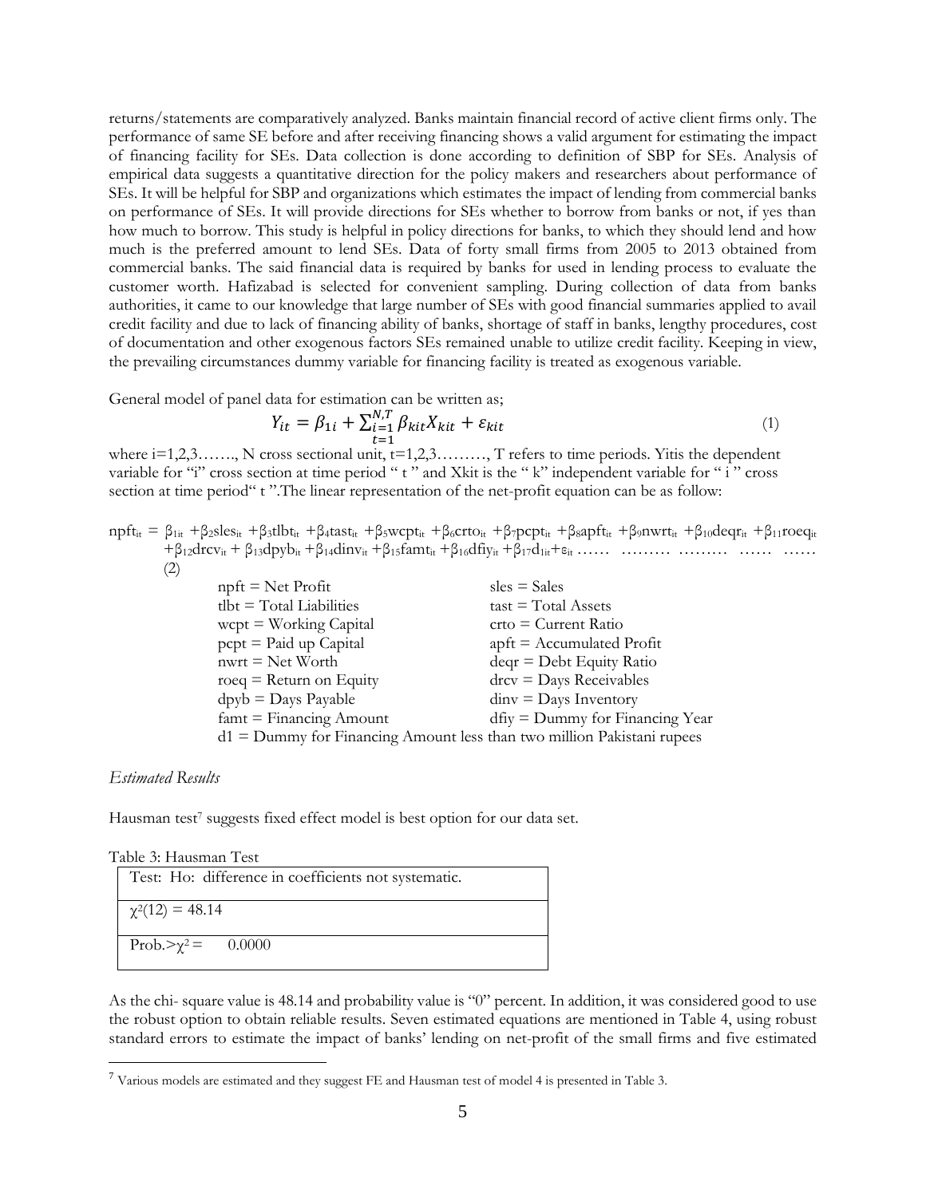returns/statements are comparatively analyzed. Banks maintain financial record of active client firms only. The performance of same SE before and after receiving financing shows a valid argument for estimating the impact of financing facility for SEs. Data collection is done according to definition of SBP for SEs. Analysis of empirical data suggests a quantitative direction for the policy makers and researchers about performance of SEs. It will be helpful for SBP and organizations which estimates the impact of lending from commercial banks on performance of SEs. It will provide directions for SEs whether to borrow from banks or not, if yes than how much to borrow. This study is helpful in policy directions for banks, to which they should lend and how much is the preferred amount to lend SEs. Data of forty small firms from 2005 to 2013 obtained from commercial banks. The said financial data is required by banks for used in lending process to evaluate the customer worth. Hafizabad is selected for convenient sampling. During collection of data from banks authorities, it came to our knowledge that large number of SEs with good financial summaries applied to avail credit facility and due to lack of financing ability of banks, shortage of staff in banks, lengthy procedures, cost of documentation and other exogenous factors SEs remained unable to utilize credit facility. Keeping in view, the prevailing circumstances dummy variable for financing facility is treated as exogenous variable.

General model of panel data for estimation can be written as;

$$Y_{it} = \beta_{1i} + \sum_{\substack{i=1 \\ t=1}}^{N,T} \beta_{kit} X_{kit} + \varepsilon_{kit} \tag{1}$$

where i=1,2,3……., N cross sectional unit, t=1,2,3………, T refers to time periods. Yitis the dependent variable for "i" cross section at time period " t " and Xkit is the " k" independent variable for " i " cross section at time period" t ".The linear representation of the net-profit equation can be as follow:

$$npft_{it} = \beta_{1it} + \beta_2 sles_{it} + \beta_3 tlbt_{it} + \beta_4 tast_{it} + \beta_5 wcpt_{it} + \beta_6 crto_{it} + \beta_7 pcpt_{it} + \beta_8 apft_{it} + \beta_9 nwrt_{it} + \beta_{10} deqr_{it} + \beta_{11} roeq_{it} + \beta_{12} drcv_{it} + \beta_{13} dpyb_{it} + \beta_{14} dinv_{it} + \beta_{15} famt_{it} + \beta_{16} dfiy_{it} + \beta_{17} d_{1it} + \varepsilon_{it} \tag{2}$$

| | |
|---|---|
| npft = Net Profit | sles = Sales |
| tlbt = Total Liabilities | tast = Total Assets |
| wcpt = Working Capital | crto = Current Ratio |
| pcpt = Paid up Capital | apft = Accumulated Profit |
| nwrt = Net Worth | deqr = Debt Equity Ratio |
| roeq = Return on Equity | drcv = Days Receivables |
| dpyb = Days Payable | dinv = Days Inventory |
| famt = Financing Amount | dfiy = Dummy for Financing Year |

d1 = Dummy for Financing Amount less than two million Pakistani rupees

*Estimated Results*

Hausman test[7] suggests fixed effect model is best option for our data set.

Table 3: Hausman Test

| Test: Ho: difference in coefficients not systematic. |
|---|
| $\chi^2(12) = 48.14$ |
| Prob.$>\chi^2 =$ 0.0000 |

As the chi- square value is 48.14 and probability value is "0" percent. In addition, it was considered good to use the robust option to obtain reliable results. Seven estimated equations are mentioned in Table 4, using robust standard errors to estimate the impact of banks' lending on net-profit of the small firms and five estimated

[7] Various models are estimated and they suggest FE and Hausman test of model 4 is presented in Table 3.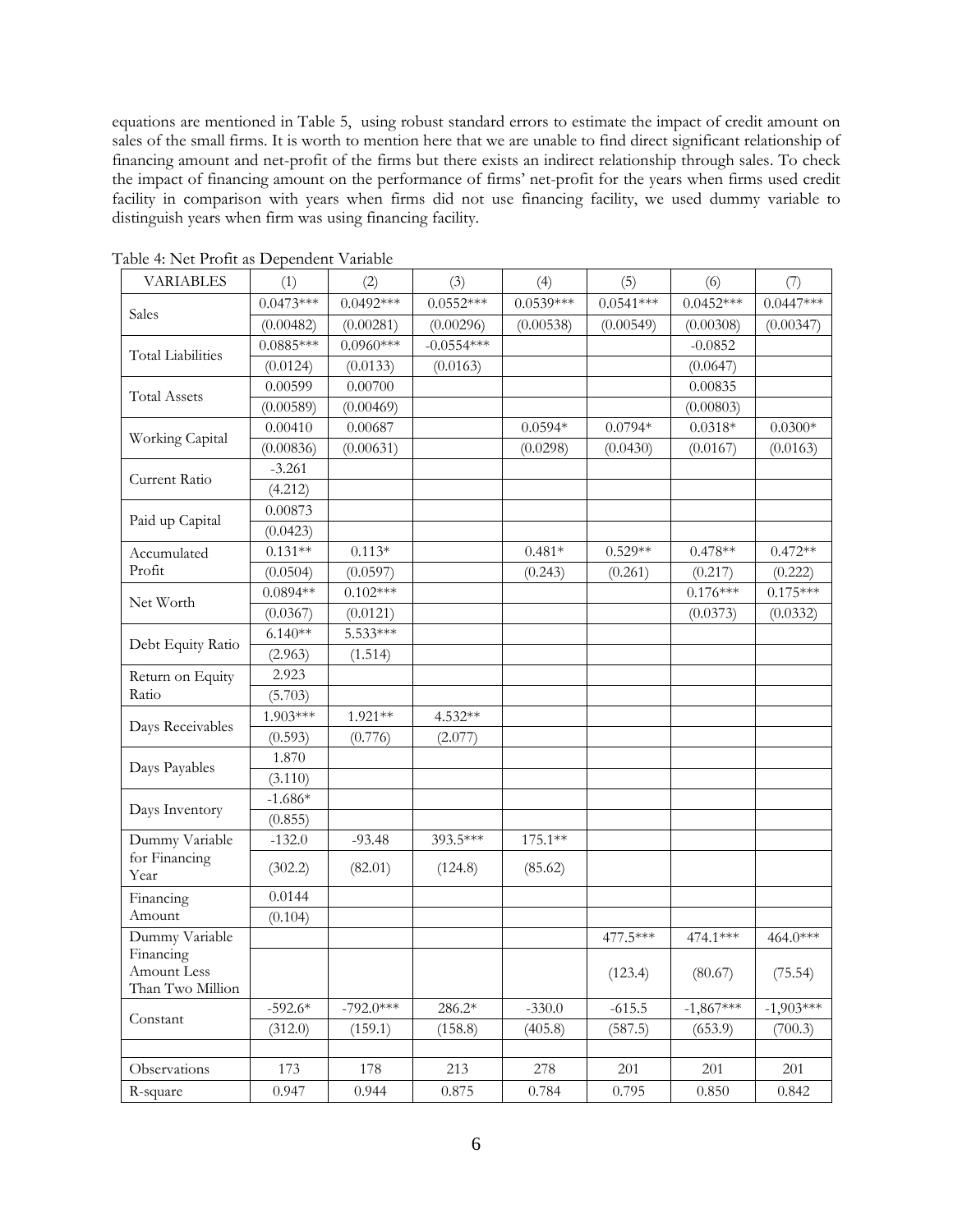equations are mentioned in Table 5, using robust standard errors to estimate the impact of credit amount on sales of the small firms. It is worth to mention here that we are unable to find direct significant relationship of financing amount and net-profit of the firms but there exists an indirect relationship through sales. To check the impact of financing amount on the performance of firms' net-profit for the years when firms used credit facility in comparison with years when firms did not use financing facility, we used dummy variable to distinguish years when firm was using financing facility.

Table 4: Net Profit as Dependent Variable

| VARIABLES | (1) | (2) | (3) | (4) | (5) | (6) | (7) |
|---|---|---|---|---|---|---|---|
| Sales | 0.0473*** | 0.0492*** | 0.0552*** | 0.0539*** | 0.0541*** | 0.0452*** | 0.0447*** |
| | (0.00482) | (0.00281) | (0.00296) | (0.00538) | (0.00549) | (0.00308) | (0.00347) |
| Total Liabilities | 0.0885*** | 0.0960*** | -0.0554*** | | | -0.0852 | |
| | (0.0124) | (0.0133) | (0.0163) | | | (0.0647) | |
| Total Assets | 0.00599 | 0.00700 | | | | 0.00835 | |
| | (0.00589) | (0.00469) | | | | (0.00803) | |
| Working Capital | 0.00410 | 0.00687 | | 0.0594* | 0.0794* | 0.0318* | 0.0300* |
| | (0.00836) | (0.00631) | | (0.0298) | (0.0430) | (0.0167) | (0.0163) |
| Current Ratio | -3.261 | | | | | | |
| | (4.212) | | | | | | |
| Paid up Capital | 0.00873 | | | | | | |
| | (0.0423) | | | | | | |
| Accumulated Profit | 0.131** | 0.113* | | 0.481* | 0.529** | 0.478** | 0.472** |
| | (0.0504) | (0.0597) | | (0.243) | (0.261) | (0.217) | (0.222) |
| Net Worth | 0.0894** | 0.102*** | | | | 0.176*** | 0.175*** |
| | (0.0367) | (0.0121) | | | | (0.0373) | (0.0332) |
| Debt Equity Ratio | 6.140** | 5.533*** | | | | | |
| | (2.963) | (1.514) | | | | | |
| Return on Equity Ratio | 2.923 | | | | | | |
| | (5.703) | | | | | | |
| Days Receivables | 1.903*** | 1.921** | 4.532** | | | | |
| | (0.593) | (0.776) | (2.077) | | | | |
| Days Payables | 1.870 | | | | | | |
| | (3.110) | | | | | | |
| Days Inventory | -1.686* | | | | | | |
| | (0.855) | | | | | | |
| Dummy Variable for Financing Year | -132.0 | -93.48 | 393.5*** | 175.1** | | | |
| | (302.2) | (82.01) | (124.8) | (85.62) | | | |
| Financing Amount | 0.0144 | | | | | | |
| | (0.104) | | | | | | |
| Dummy Variable Financing Amount Less Than Two Million | | | | | 477.5*** | 474.1*** | 464.0*** |
| | | | | | (123.4) | (80.67) | (75.54) |
| Constant | -592.6* | -792.0*** | 286.2* | -330.0 | -615.5 | -1,867*** | -1,903*** |
| | (312.0) | (159.1) | (158.8) | (405.8) | (587.5) | (653.9) | (700.3) |
| | | | | | | | |
| Observations | 173 | 178 | 213 | 278 | 201 | 201 | 201 |
| R-square | 0.947 | 0.944 | 0.875 | 0.784 | 0.795 | 0.850 | 0.842 |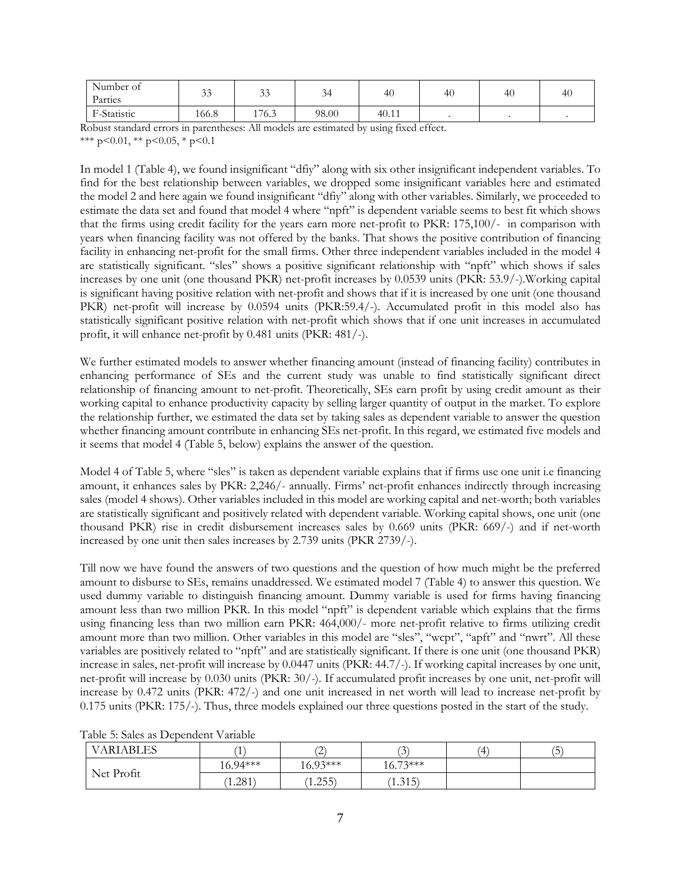| Number of Parties | 33 | 33 | 34 | 40 | 40 | 40 | 40 |
|---|---|---|---|---|---|---|---|
| F-Statistic | 166.8 | 176.3 | 98.00 | 40.11 | . | . | . |

Robust standard errors in parentheses: All models are estimated by using fixed effect.
*** p<0.01, ** p<0.05, * p<0.1

In model 1 (Table 4), we found insignificant "dfiy" along with six other insignificant independent variables. To find for the best relationship between variables, we dropped some insignificant variables here and estimated the model 2 and here again we found insignificant "dfiy" along with other variables. Similarly, we proceeded to estimate the data set and found that model 4 where "npft" is dependent variable seems to best fit which shows that the firms using credit facility for the years earn more net-profit to PKR: 175,100/- in comparison with years when financing facility was not offered by the banks. That shows the positive contribution of financing facility in enhancing net-profit for the small firms. Other three independent variables included in the model 4 are statistically significant. "sles" shows a positive significant relationship with "npft" which shows if sales increases by one unit (one thousand PKR) net-profit increases by 0.0539 units (PKR: 53.9/-).Working capital is significant having positive relation with net-profit and shows that if it is increased by one unit (one thousand PKR) net-profit will increase by 0.0594 units (PKR:59.4/-). Accumulated profit in this model also has statistically significant positive relation with net-profit which shows that if one unit increases in accumulated profit, it will enhance net-profit by 0.481 units (PKR: 481/-).

We further estimated models to answer whether financing amount (instead of financing facility) contributes in enhancing performance of SEs and the current study was unable to find statistically significant direct relationship of financing amount to net-profit. Theoretically, SEs earn profit by using credit amount as their working capital to enhance productivity capacity by selling larger quantity of output in the market. To explore the relationship further, we estimated the data set by taking sales as dependent variable to answer the question whether financing amount contribute in enhancing SEs net-profit. In this regard, we estimated five models and it seems that model 4 (Table 5, below) explains the answer of the question.

Model 4 of Table 5, where "sles" is taken as dependent variable explains that if firms use one unit i.e financing amount, it enhances sales by PKR: 2,246/- annually. Firms' net-profit enhances indirectly through increasing sales (model 4 shows). Other variables included in this model are working capital and net-worth; both variables are statistically significant and positively related with dependent variable. Working capital shows, one unit (one thousand PKR) rise in credit disbursement increases sales by 0.669 units (PKR: 669/-) and if net-worth increased by one unit then sales increases by 2.739 units (PKR 2739/-).

Till now we have found the answers of two questions and the question of how much might be the preferred amount to disburse to SEs, remains unaddressed. We estimated model 7 (Table 4) to answer this question. We used dummy variable to distinguish financing amount. Dummy variable is used for firms having financing amount less than two million PKR. In this model "npft" is dependent variable which explains that the firms using financing less than two million earn PKR: 464,000/- more net-profit relative to firms utilizing credit amount more than two million. Other variables in this model are "sles", "wcpt", "apft" and "nwrt". All these variables are positively related to "npft" and are statistically significant. If there is one unit (one thousand PKR) increase in sales, net-profit will increase by 0.0447 units (PKR: 44.7/-). If working capital increases by one unit, net-profit will increase by 0.030 units (PKR: 30/-). If accumulated profit increases by one unit, net-profit will increase by 0.472 units (PKR: 472/-) and one unit increased in net worth will lead to increase net-profit by 0.175 units (PKR: 175/-). Thus, three models explained our three questions posted in the start of the study.

Table 5: Sales as Dependent Variable

| VARIABLES | (1) | (2) | (3) | (4) | (5) |
|---|---|---|---|---|---|
| Net Profit | 16.94*** | 16.93*** | 16.73*** | | |
| | (1.281) | (1.255) | (1.315) | | |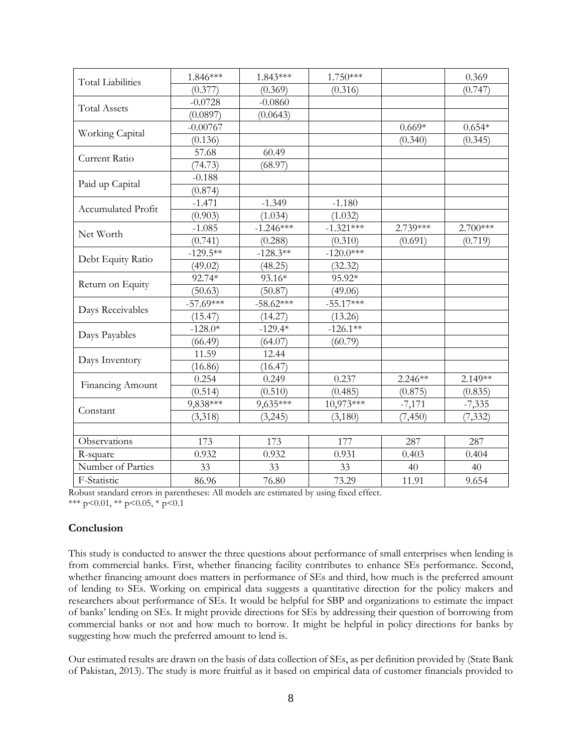| | (1) | (2) | (3) | (4) | (5) |
|---|---|---|---|---|---|
| Total Liabilities | 1.846*** | 1.843*** | 1.750*** | | 0.369 |
| | (0.377) | (0.369) | (0.316) | | (0.747) |
| Total Assets | -0.0728 | -0.0860 | | | |
| | (0.0897) | (0.0643) | | | |
| Working Capital | -0.00767 | | | 0.669* | 0.654* |
| | (0.136) | | | (0.340) | (0.345) |
| Current Ratio | 57.68 | 60.49 | | | |
| | (74.73) | (68.97) | | | |
| Paid up Capital | -0.188 | | | | |
| | (0.874) | | | | |
| Accumulated Profit | -1.471 | -1.349 | -1.180 | | |
| | (0.903) | (1.034) | (1.032) | | |
| Net Worth | -1.085 | -1.246*** | -1.321*** | 2.739*** | 2.700*** |
| | (0.741) | (0.288) | (0.310) | (0.691) | (0.719) |
| Debt Equity Ratio | -129.5** | -128.3** | -120.0*** | | |
| | (49.02) | (48.25) | (32.32) | | |
| Return on Equity | 92.74* | 93.16* | 95.92* | | |
| | (50.63) | (50.87) | (49.06) | | |
| Days Receivables | -57.69*** | -58.62*** | -55.17*** | | |
| | (15.47) | (14.27) | (13.26) | | |
| Days Payables | -128.0* | -129.4* | -126.1** | | |
| | (66.49) | (64.07) | (60.79) | | |
| Days Inventory | 11.59 | 12.44 | | | |
| | (16.86) | (16.47) | | | |
| Financing Amount | 0.254 | 0.249 | 0.237 | 2.246** | 2.149** |
| | (0.514) | (0.510) | (0.485) | (0.875) | (0.835) |
| Constant | 9,838*** | 9,635*** | 10,973*** | -7,171 | -7,335 |
| | (3,318) | (3,245) | (3,180) | (7,450) | (7,332) |
| | | | | | |
| Observations | 173 | 173 | 177 | 287 | 287 |
| R-square | 0.932 | 0.932 | 0.931 | 0.403 | 0.404 |
| Number of Parties | 33 | 33 | 33 | 40 | 40 |
| F-Statistic | 86.96 | 76.80 | 73.29 | 11.91 | 9.654 |

Robust standard errors in parentheses: All models are estimated by using fixed effect.
*** p<0.01, ** p<0.05, * p<0.1

## Conclusion

This study is conducted to answer the three questions about performance of small enterprises when lending is from commercial banks. First, whether financing facility contributes to enhance SEs performance. Second, whether financing amount does matters in performance of SEs and third, how much is the preferred amount of lending to SEs. Working on empirical data suggests a quantitative direction for the policy makers and researchers about performance of SEs. It would be helpful for SBP and organizations to estimate the impact of banks' lending on SEs. It might provide directions for SEs by addressing their question of borrowing from commercial banks or not and how much to borrow. It might be helpful in policy directions for banks by suggesting how much the preferred amount to lend is.

Our estimated results are drawn on the basis of data collection of SEs, as per definition provided by (State Bank of Pakistan, 2013). The study is more fruitful as it based on empirical data of customer financials provided to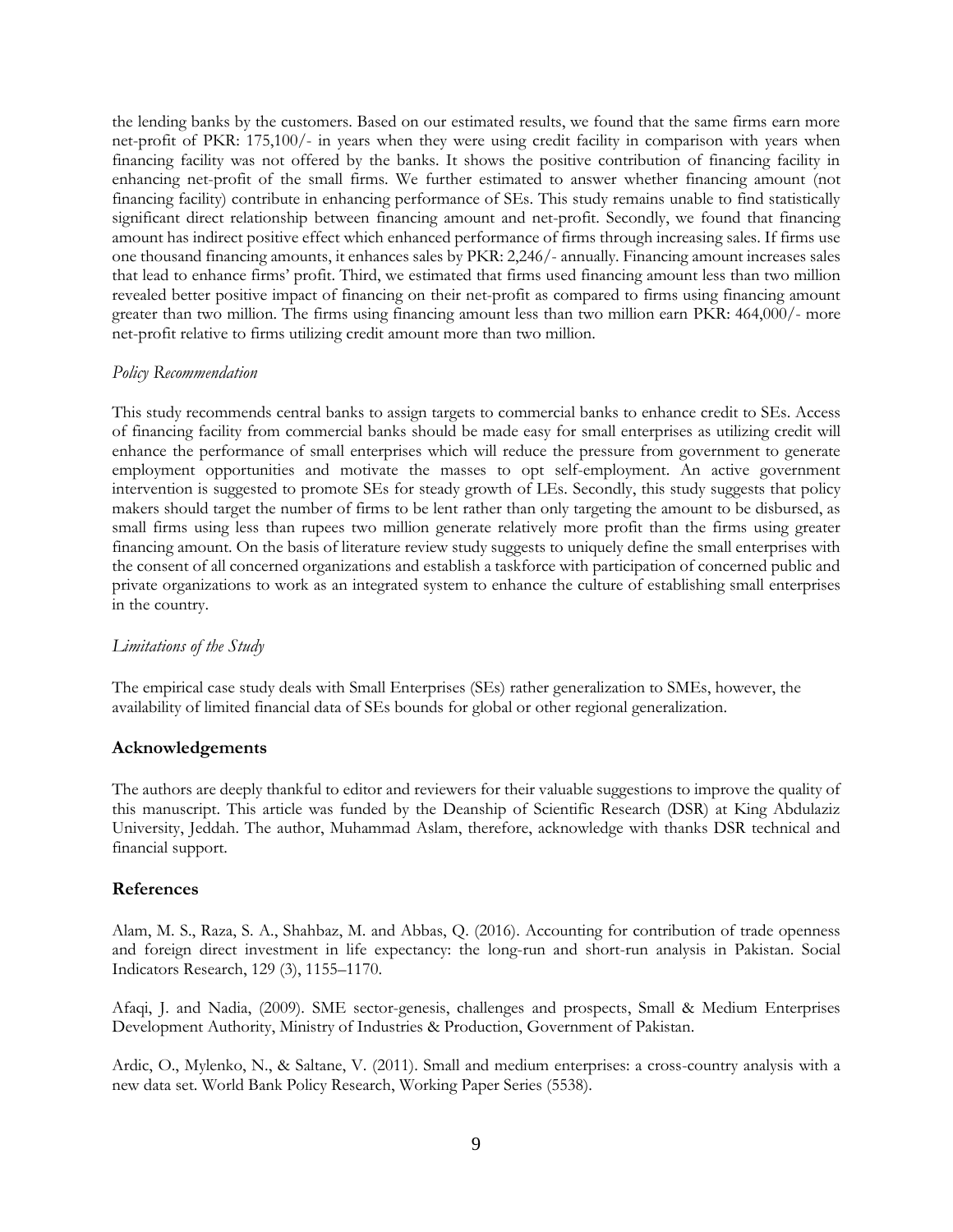the lending banks by the customers. Based on our estimated results, we found that the same firms earn more net-profit of PKR: 175,100/- in years when they were using credit facility in comparison with years when financing facility was not offered by the banks. It shows the positive contribution of financing facility in enhancing net-profit of the small firms. We further estimated to answer whether financing amount (not financing facility) contribute in enhancing performance of SEs. This study remains unable to find statistically significant direct relationship between financing amount and net-profit. Secondly, we found that financing amount has indirect positive effect which enhanced performance of firms through increasing sales. If firms use one thousand financing amounts, it enhances sales by PKR: 2,246/- annually. Financing amount increases sales that lead to enhance firms' profit. Third, we estimated that firms used financing amount less than two million revealed better positive impact of financing on their net-profit as compared to firms using financing amount greater than two million. The firms using financing amount less than two million earn PKR: 464,000/- more net-profit relative to firms utilizing credit amount more than two million.

*Policy Recommendation*

This study recommends central banks to assign targets to commercial banks to enhance credit to SEs. Access of financing facility from commercial banks should be made easy for small enterprises as utilizing credit will enhance the performance of small enterprises which will reduce the pressure from government to generate employment opportunities and motivate the masses to opt self-employment. An active government intervention is suggested to promote SEs for steady growth of LEs. Secondly, this study suggests that policy makers should target the number of firms to be lent rather than only targeting the amount to be disbursed, as small firms using less than rupees two million generate relatively more profit than the firms using greater financing amount. On the basis of literature review study suggests to uniquely define the small enterprises with the consent of all concerned organizations and establish a taskforce with participation of concerned public and private organizations to work as an integrated system to enhance the culture of establishing small enterprises in the country.

*Limitations of the Study*

The empirical case study deals with Small Enterprises (SEs) rather generalization to SMEs, however, the availability of limited financial data of SEs bounds for global or other regional generalization.

## Acknowledgements

The authors are deeply thankful to editor and reviewers for their valuable suggestions to improve the quality of this manuscript. This article was funded by the Deanship of Scientific Research (DSR) at King Abdulaziz University, Jeddah. The author, Muhammad Aslam, therefore, acknowledge with thanks DSR technical and financial support.

## References

Alam, M. S., Raza, S. A., Shahbaz, M. and Abbas, Q. (2016). Accounting for contribution of trade openness and foreign direct investment in life expectancy: the long-run and short-run analysis in Pakistan. Social Indicators Research, 129 (3), 1155–1170.

Afaqi, J. and Nadia, (2009). SME sector-genesis, challenges and prospects, Small & Medium Enterprises Development Authority, Ministry of Industries & Production, Government of Pakistan.

Ardic, O., Mylenko, N., & Saltane, V. (2011). Small and medium enterprises: a cross-country analysis with a new data set. World Bank Policy Research, Working Paper Series (5538).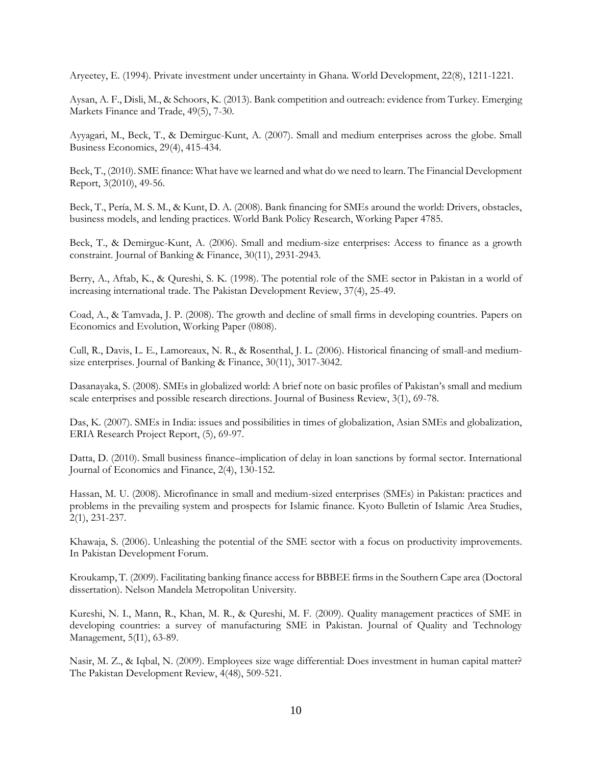Aryeetey, E. (1994). Private investment under uncertainty in Ghana. World Development, 22(8), 1211-1221.

Aysan, A. F., Disli, M., & Schoors, K. (2013). Bank competition and outreach: evidence from Turkey. Emerging Markets Finance and Trade, 49(5), 7-30.

Ayyagari, M., Beck, T., & Demirguc-Kunt, A. (2007). Small and medium enterprises across the globe. Small Business Economics, 29(4), 415-434.

Beck, T., (2010). SME finance: What have we learned and what do we need to learn. The Financial Development Report, 3(2010), 49-56.

Beck, T., Pería, M. S. M., & Kunt, D. A. (2008). Bank financing for SMEs around the world: Drivers, obstacles, business models, and lending practices. World Bank Policy Research, Working Paper 4785.

Beck, T., & Demirguc-Kunt, A. (2006). Small and medium-size enterprises: Access to finance as a growth constraint. Journal of Banking & Finance, 30(11), 2931-2943.

Berry, A., Aftab, K., & Qureshi, S. K. (1998). The potential role of the SME sector in Pakistan in a world of increasing international trade. The Pakistan Development Review, 37(4), 25-49.

Coad, A., & Tamvada, J. P. (2008). The growth and decline of small firms in developing countries. Papers on Economics and Evolution, Working Paper (0808).

Cull, R., Davis, L. E., Lamoreaux, N. R., & Rosenthal, J. L. (2006). Historical financing of small-and medium-size enterprises. Journal of Banking & Finance, 30(11), 3017-3042.

Dasanayaka, S. (2008). SMEs in globalized world: A brief note on basic profiles of Pakistan's small and medium scale enterprises and possible research directions. Journal of Business Review, 3(1), 69-78.

Das, K. (2007). SMEs in India: issues and possibilities in times of globalization, Asian SMEs and globalization, ERIA Research Project Report, (5), 69-97.

Datta, D. (2010). Small business finance–implication of delay in loan sanctions by formal sector. International Journal of Economics and Finance, 2(4), 130-152.

Hassan, M. U. (2008). Microfinance in small and medium-sized enterprises (SMEs) in Pakistan: practices and problems in the prevailing system and prospects for Islamic finance. Kyoto Bulletin of Islamic Area Studies, 2(1), 231-237.

Khawaja, S. (2006). Unleashing the potential of the SME sector with a focus on productivity improvements. In Pakistan Development Forum.

Kroukamp, T. (2009). Facilitating banking finance access for BBBEE firms in the Southern Cape area (Doctoral dissertation). Nelson Mandela Metropolitan University.

Kureshi, N. I., Mann, R., Khan, M. R., & Qureshi, M. F. (2009). Quality management practices of SME in developing countries: a survey of manufacturing SME in Pakistan. Journal of Quality and Technology Management, 5(I1), 63-89.

Nasir, M. Z., & Iqbal, N. (2009). Employees size wage differential: Does investment in human capital matter? The Pakistan Development Review, 4(48), 509-521.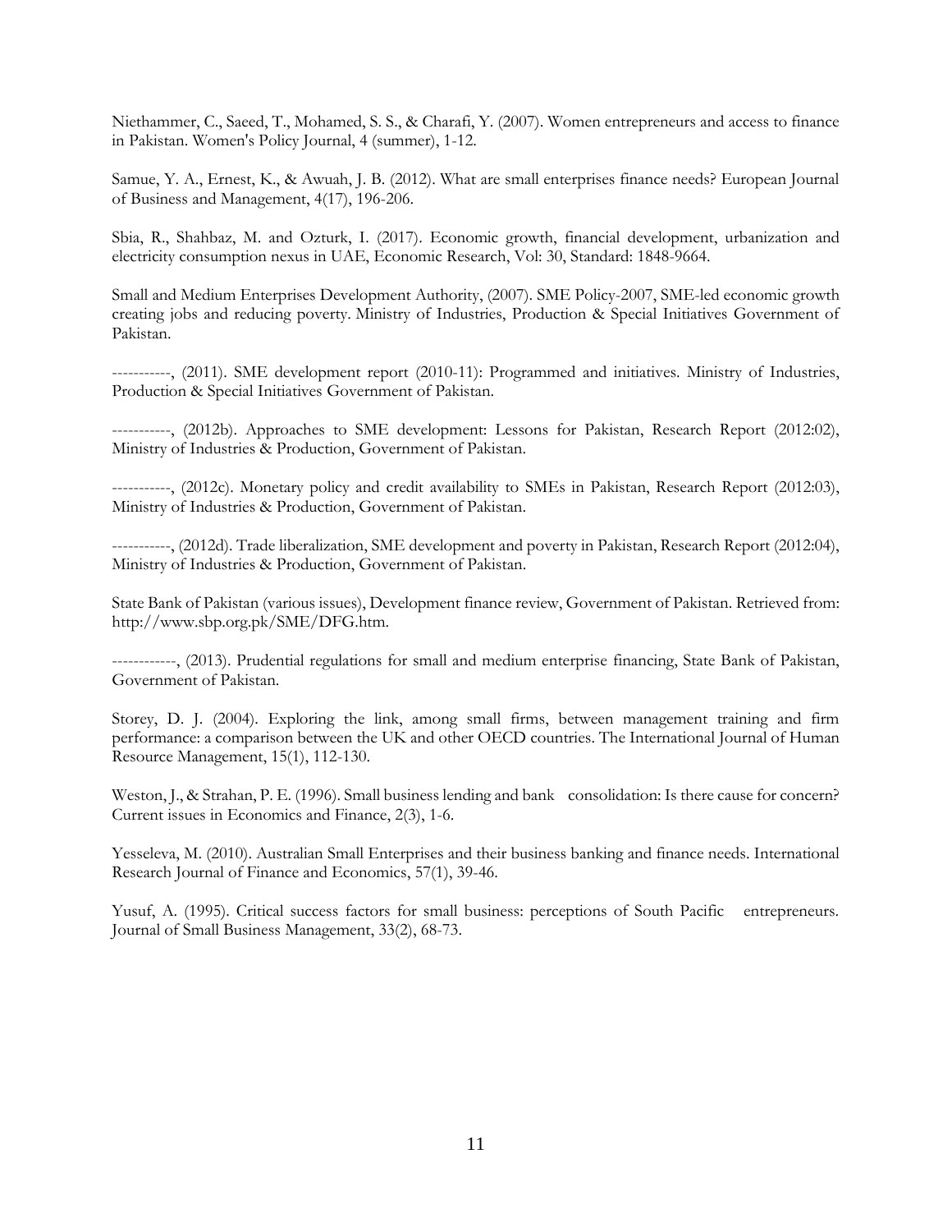Niethammer, C., Saeed, T., Mohamed, S. S., & Charafi, Y. (2007). Women entrepreneurs and access to finance in Pakistan. Women's Policy Journal, 4 (summer), 1-12.

Samue, Y. A., Ernest, K., & Awuah, J. B. (2012). What are small enterprises finance needs? European Journal of Business and Management, 4(17), 196-206.

Sbia, R., Shahbaz, M. and Ozturk, I. (2017). Economic growth, financial development, urbanization and electricity consumption nexus in UAE, Economic Research, Vol: 30, Standard: 1848-9664.

Small and Medium Enterprises Development Authority, (2007). SME Policy-2007, SME-led economic growth creating jobs and reducing poverty. Ministry of Industries, Production & Special Initiatives Government of Pakistan.

-----------, (2011). SME development report (2010-11): Programmed and initiatives. Ministry of Industries, Production & Special Initiatives Government of Pakistan.

-----------, (2012b). Approaches to SME development: Lessons for Pakistan, Research Report (2012:02), Ministry of Industries & Production, Government of Pakistan.

-----------, (2012c). Monetary policy and credit availability to SMEs in Pakistan, Research Report (2012:03), Ministry of Industries & Production, Government of Pakistan.

-----------, (2012d). Trade liberalization, SME development and poverty in Pakistan, Research Report (2012:04), Ministry of Industries & Production, Government of Pakistan.

State Bank of Pakistan (various issues), Development finance review, Government of Pakistan. Retrieved from: http://www.sbp.org.pk/SME/DFG.htm.

------------, (2013). Prudential regulations for small and medium enterprise financing, State Bank of Pakistan, Government of Pakistan.

Storey, D. J. (2004). Exploring the link, among small firms, between management training and firm performance: a comparison between the UK and other OECD countries. The International Journal of Human Resource Management, 15(1), 112-130.

Weston, J., & Strahan, P. E. (1996). Small business lending and bank consolidation: Is there cause for concern? Current issues in Economics and Finance, 2(3), 1-6.

Yesseleva, M. (2010). Australian Small Enterprises and their business banking and finance needs. International Research Journal of Finance and Economics, 57(1), 39-46.

Yusuf, A. (1995). Critical success factors for small business: perceptions of South Pacific entrepreneurs. Journal of Small Business Management, 33(2), 68-73.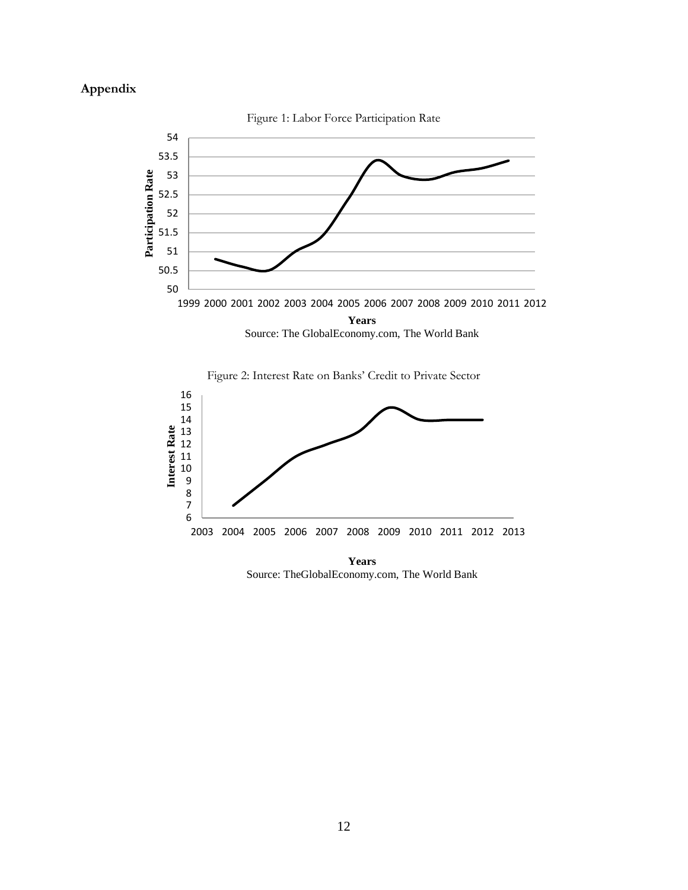## Appendix

Figure 1: Labor Force Participation Rate

Source: The GlobalEconomy.com, The World Bank

Figure 2: Interest Rate on Banks' Credit to Private Sector

Source: TheGlobalEconomy.com, The World Bank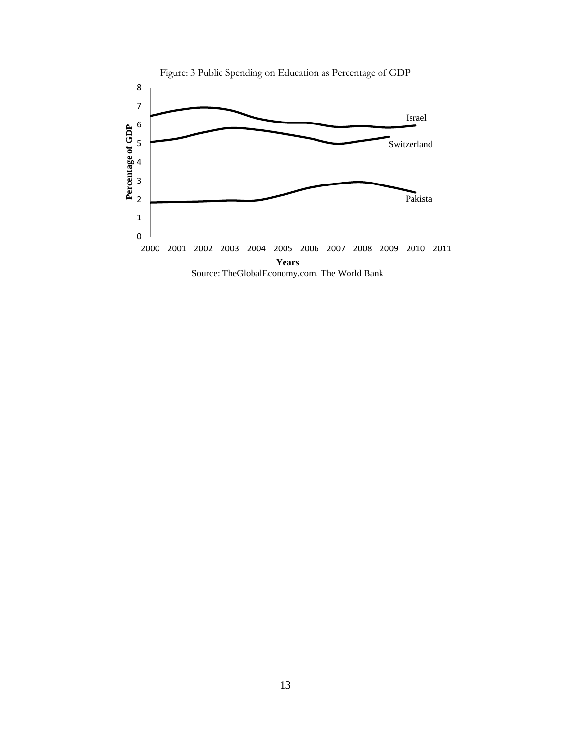Figure: 3 Public Spending on Education as Percentage of GDP

8
7
6
5
4
3
2
1
0

Percentage of GDP

Israel

Switzerland

Pakista

2000 2001 2002 2003 2004 2005 2006 2007 2008 2009 2010 2011

Years

Source: TheGlobalEconomy.com, The World Bank